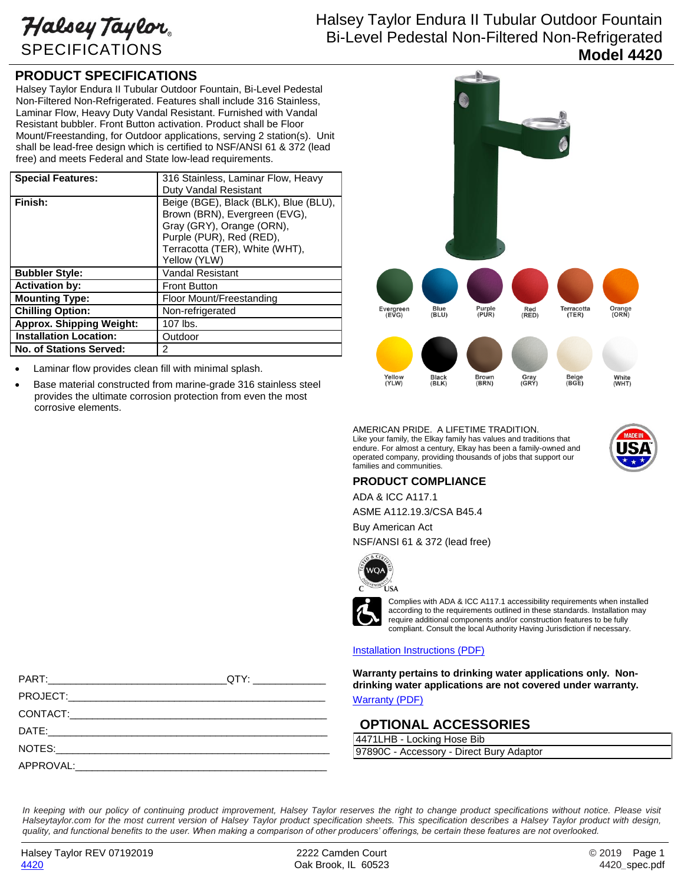Halsey Taylor SPECIFICATIONS

# Halsey Taylor Endura II Tubular Outdoor Fountain Bi-Level Pedestal Non-Filtered Non-Refrigerated
**Model 4420**

## PRODUCT SPECIFICATIONS

Halsey Taylor Endura II Tubular Outdoor Fountain, Bi-Level Pedestal Non-Filtered Non-Refrigerated. Features shall include 316 Stainless, Laminar Flow, Heavy Duty Vandal Resistant. Furnished with Vandal Resistant bubbler. Front Button activation. Product shall be Floor Mount/Freestanding, for Outdoor applications, serving 2 station(s). Unit shall be lead-free design which is certified to NSF/ANSI 61 & 372 (lead free) and meets Federal and State low-lead requirements.

| | |
|---|---|
| **Special Features:** | 316 Stainless, Laminar Flow, Heavy Duty Vandal Resistant |
| **Finish:** | Beige (BGE), Black (BLK), Blue (BLU), Brown (BRN), Evergreen (EVG), Gray (GRY), Orange (ORN), Purple (PUR), Red (RED), Terracotta (TER), White (WHT), Yellow (YLW) |
| **Bubbler Style:** | Vandal Resistant |
| **Activation by:** | Front Button |
| **Mounting Type:** | Floor Mount/Freestanding |
| **Chilling Option:** | Non-refrigerated |
| **Approx. Shipping Weight:** | 107 lbs. |
| **Installation Location:** | Outdoor |
| **No. of Stations Served:** | 2 |

- Laminar flow provides clean fill with minimal splash.
- Base material constructed from marine-grade 316 stainless steel provides the ultimate corrosion protection from even the most corrosive elements.

Evergreen (EVG) Blue (BLU) Purple (PUR) Red (RED) Terracotta (TER) Orange (ORN)
Yellow (YLW) Black (BLK) Brown (BRN) Gray (GRY) Beige (BGE) White (WHT)

AMERICAN PRIDE. A LIFETIME TRADITION.
Like your family, the Elkay family has values and traditions that endure. For almost a century, Elkay has been a family-owned and operated company, providing thousands of jobs that support our families and communities.

MADE IN USA

## PRODUCT COMPLIANCE

ADA & ICC A117.1

ASME A112.19.3/CSA B45.4

Buy American Act

NSF/ANSI 61 & 372 (lead free)

Complies with ADA & ICC A117.1 accessibility requirements when installed according to the requirements outlined in these standards. Installation may require additional components and/or construction features to be fully compliant. Consult the local Authority Having Jurisdiction if necessary.

Installation Instructions (PDF)

**Warranty pertains to drinking water applications only. Non-drinking water applications are not covered under warranty.**

Warranty (PDF)

## OPTIONAL ACCESSORIES

| |
|---|
| 4471LHB - Locking Hose Bib |
| 97890C - Accessory - Direct Bury Adaptor |

PART:______________________________ QTY: ____________

PROJECT:______________________________________________

CONTACT:______________________________________________

DATE:_________________________________________________

NOTES:________________________________________________

APPROVAL:_____________________________________________

*In keeping with our policy of continuing product improvement, Halsey Taylor reserves the right to change product specifications without notice. Please visit Halseytaylor.com for the most current version of Halsey Taylor product specification sheets. This specification describes a Halsey Taylor product with design, quality, and functional benefits to the user. When making a comparison of other producers' offerings, be certain these features are not overlooked.*

Halsey Taylor REV 07192019
4420

2222 Camden Court
Oak Brook, IL 60523

© 2019
4420_spec.pdf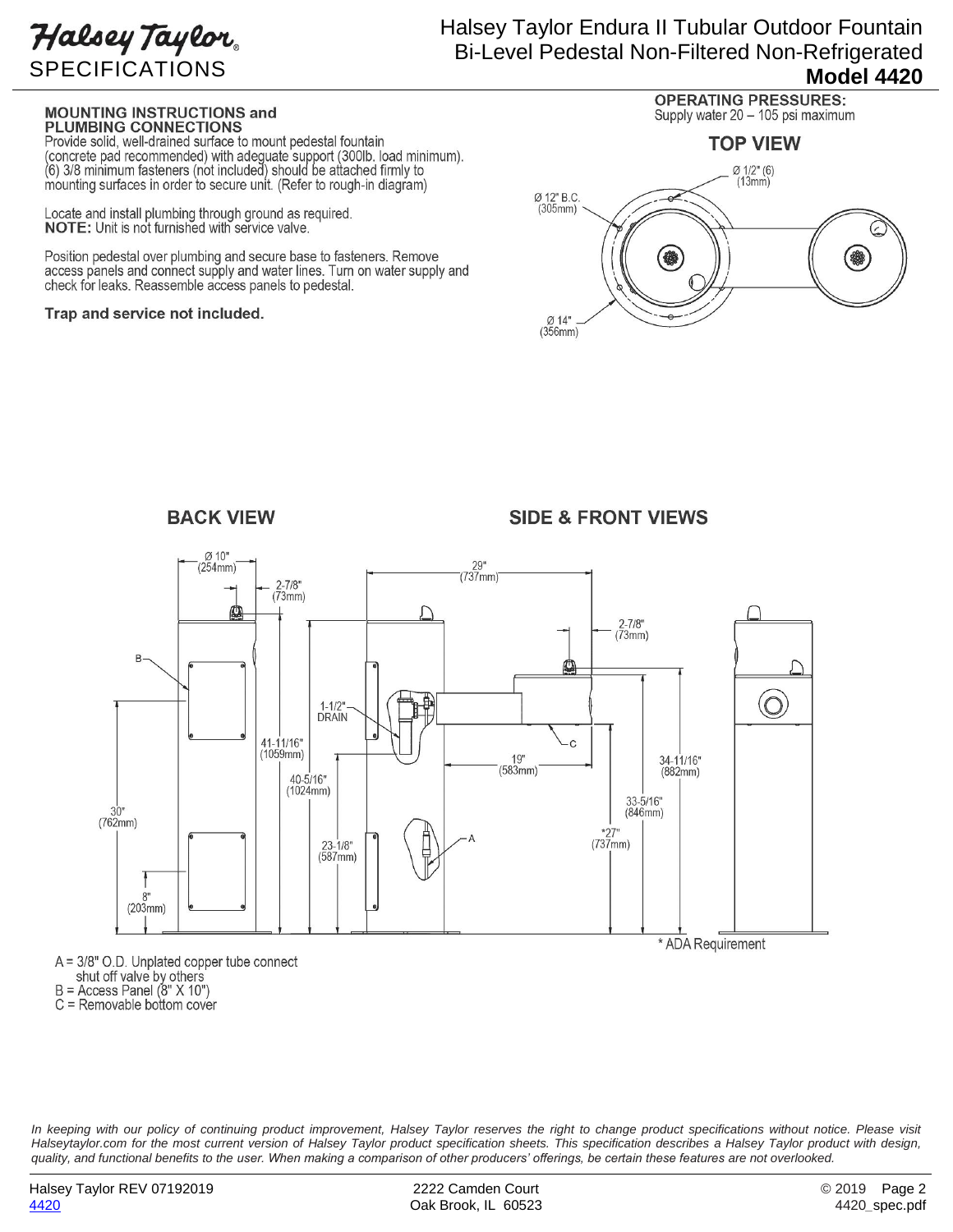# Halsey Taylor SPECIFICATIONS

## Halsey Taylor Endura II Tubular Outdoor Fountain Bi-Level Pedestal Non-Filtered Non-Refrigerated

**Model 4420**

### MOUNTING INSTRUCTIONS and PLUMBING CONNECTIONS

Provide solid, well-drained surface to mount pedestal fountain (concrete pad recommended) with adequate support (300lb. load minimum). (6) 3/8 minimum fasteners (not included) should be attached firmly to mounting surfaces in order to secure unit. (Refer to rough-in diagram)

Locate and install plumbing through ground as required.
**NOTE:** Unit is not furnished with service valve.

Position pedestal over plumbing and secure base to fasteners. Remove access panels and connect supply and water lines. Turn on water supply and check for leaks. Reassemble access panels to pedestal.

**Trap and service not included.**

### OPERATING PRESSURES:

Supply water 20 – 105 psi maximum

### TOP VIEW

Ø 1/2" (6) (13mm)
Ø 12" B.C. (305mm)
Ø 14" (356mm)

### BACK VIEW

Ø 10" (254mm)
2-7/8" (73mm)
B
41-11/16" (1059mm)
30" (762mm)
8" (203mm)

### SIDE & FRONT VIEWS

29" (737mm)
2-7/8" (73mm)
1-1/2" DRAIN
C
19" (583mm)
34-11/16" (882mm)
33-5/16" (846mm)
40-5/16" (1024mm)
*27" (737mm)
23-1/8" (587mm)
A

\* ADA Requirement

A = 3/8" O.D. Unplated copper tube connect shut off valve by others
B = Access Panel (8" X 10")
C = Removable bottom cover

*In keeping with our policy of continuing product improvement, Halsey Taylor reserves the right to change product specifications without notice. Please visit Halseytaylor.com for the most current version of Halsey Taylor product specification sheets. This specification describes a Halsey Taylor product with design, quality, and functional benefits to the user. When making a comparison of other producers' offerings, be certain these features are not overlooked.*

Halsey Taylor REV 07192019
4420

2222 Camden Court
Oak Brook, IL 60523

© 2019
4420_spec.pdf